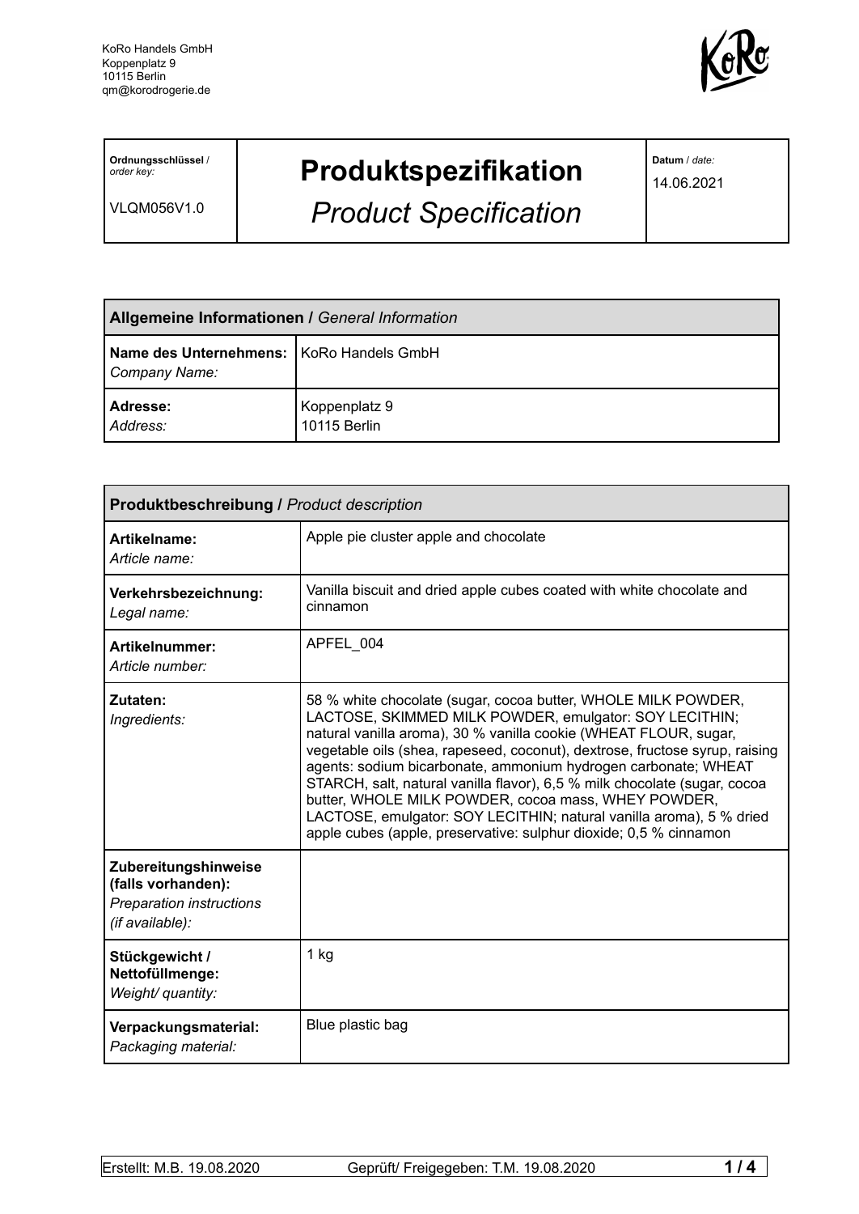KoRo Handels GmbH
Koppenplatz 9
10115 Berlin
qm@korodrogerie.de

| Ordnungsschlüssel / *order key:* VLQM056V1.0 | **Produktspezifikation** *Product Specification* | **Datum** / *date:* 14.06.2021 |
|---|---|---|

| **Allgemeine Informationen /** *General Information* | |
|---|---|
| **Name des Unternehmens:** *Company Name:* | KoRo Handels GmbH |
| **Adresse:** *Address:* | Koppenplatz 9 10115 Berlin |

| **Produktbeschreibung /** *Product description* | |
|---|---|
| **Artikelname:** *Article name:* | Apple pie cluster apple and chocolate |
| **Verkehrsbezeichnung:** *Legal name:* | Vanilla biscuit and dried apple cubes coated with white chocolate and cinnamon |
| **Artikelnummer:** *Article number:* | APFEL_004 |
| **Zutaten:** *Ingredients:* | 58 % white chocolate (sugar, cocoa butter, WHOLE MILK POWDER, LACTOSE, SKIMMED MILK POWDER, emulgator: SOY LECITHIN; natural vanilla aroma), 30 % vanilla cookie (WHEAT FLOUR, sugar, vegetable oils (shea, rapeseed, coconut), dextrose, fructose syrup, raising agents: sodium bicarbonate, ammonium hydrogen carbonate; WHEAT STARCH, salt, natural vanilla flavor), 6,5 % milk chocolate (sugar, cocoa butter, WHOLE MILK POWDER, cocoa mass, WHEY POWDER, LACTOSE, emulgator: SOY LECITHIN; natural vanilla aroma), 5 % dried apple cubes (apple, preservative: sulphur dioxide; 0,5 % cinnamon |
| **Zubereitungshinweise (falls vorhanden):** *Preparation instructions (if available):* | |
| **Stückgewicht / Nettofüllmenge:** *Weight/ quantity:* | 1 kg |
| **Verpackungsmaterial:** *Packaging material:* | Blue plastic bag |

Erstellt: M.B. 19.08.2020 Geprüft/ Freigegeben: T.M. 19.08.2020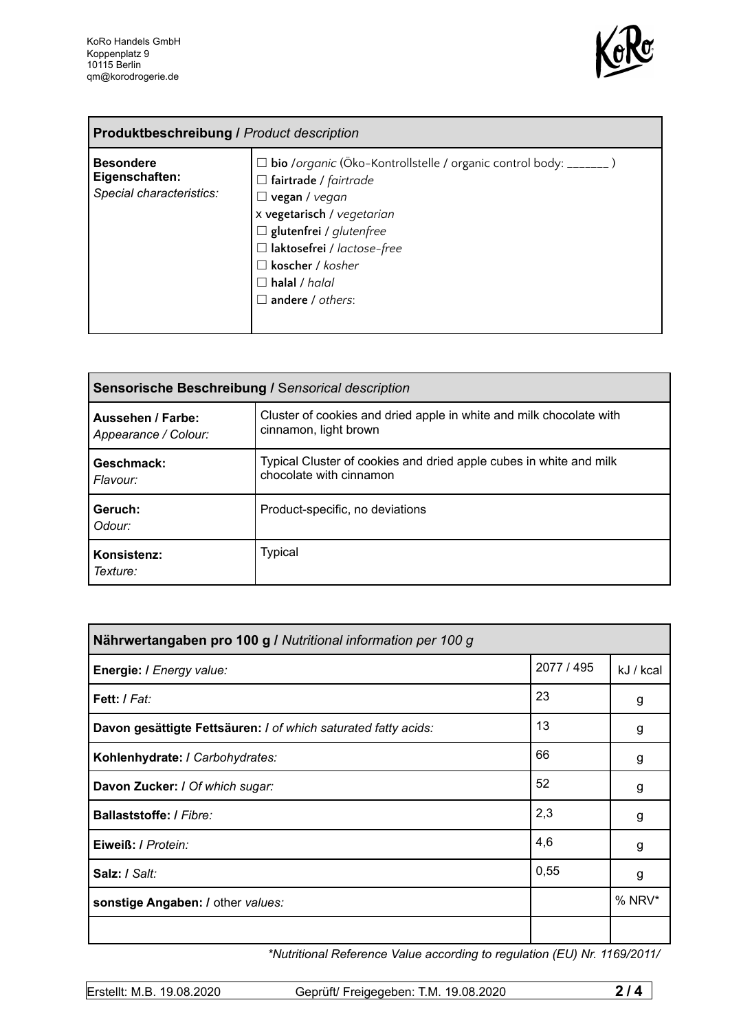KoRo Handels GmbH
Koppenplatz 9
10115 Berlin
qm@korodrogerie.de

| **Produktbeschreibung /** *Product description* | |
|---|---|
| **Besondere Eigenschaften:** *Special characteristics:* | ☐ **bio** /*organic* (Öko-Kontrollstelle / organic control body: _______ )<br>☐ **fairtrade** / *fairtrade*<br>☐ **vegan** / *vegan*<br>x **vegetarisch** / *vegetarian*<br>☐ **glutenfrei** / *glutenfree*<br>☐ **laktosefrei** / *lactose-free*<br>☐ **koscher** / *kosher*<br>☐ **halal** / *halal*<br>☐ **andere** / *others*: |

| **Sensorische Beschreibung /** *Sensorical description* | |
|---|---|
| **Aussehen / Farbe:** *Appearance / Colour:* | Cluster of cookies and dried apple in white and milk chocolate with cinnamon, light brown |
| **Geschmack:** *Flavour:* | Typical Cluster of cookies and dried apple cubes in white and milk chocolate with cinnamon |
| **Geruch:** *Odour:* | Product-specific, no deviations |
| **Konsistenz:** *Texture:* | Typical |

| **Nährwertangaben pro 100 g /** *Nutritional information per 100 g* | | |
|---|---|---|
| **Energie: /** *Energy value:* | 2077 / 495 | kJ / kcal |
| **Fett: /** *Fat:* | 23 | g |
| **Davon gesättigte Fettsäuren: /** *of which saturated fatty acids:* | 13 | g |
| **Kohlenhydrate: /** *Carbohydrates:* | 66 | g |
| **Davon Zucker: /** *Of which sugar:* | 52 | g |
| **Ballaststoffe: /** *Fibre:* | 2,3 | g |
| **Eiweiß: /** *Protein:* | 4,6 | g |
| **Salz: /** *Salt:* | 0,55 | g |
| **sonstige Angaben: /** other *values:* | | % NRV* |
| | | |

*\*Nutritional Reference Value according to regulation (EU) Nr. 1169/2011/*

Erstellt: M.B. 19.08.2020 Geprüft/ Freigegeben: T.M. 19.08.2020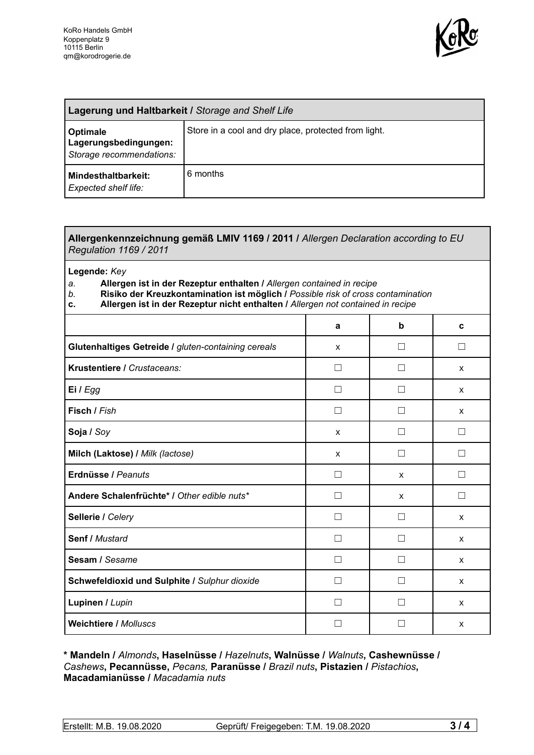KoRo Handels GmbH
Koppenplatz 9
10115 Berlin
qm@korodrogerie.de

| **Lagerung und Haltbarkeit /** *Storage and Shelf Life* | |
|---|---|
| **Optimale Lagerungsbedingungen:** *Storage recommendations:* | Store in a cool and dry place, protected from light. |
| **Mindesthaltbarkeit:** *Expected shelf life:* | 6 months |

**Allergenkennzeichnung gemäß LMIV 1169 / 2011 /** *Allergen Declaration according to EU Regulation 1169 / 2011*

**Legende:** *Key*

*a.* **Allergen ist in der Rezeptur enthalten /** *Allergen contained in recipe*
*b.* **Risiko der Kreuzkontamination ist möglich /** *Possible risk of cross contamination*
**c. Allergen ist in der Rezeptur nicht enthalten /** *Allergen not contained in recipe*

| | a | b | c |
|---|---|---|---|
| **Glutenhaltiges Getreide /** *gluten-containing cereals* | x | ☐ | ☐ |
| **Krustentiere /** *Crustaceans:* | ☐ | ☐ | x |
| **Ei /** *Egg* | ☐ | ☐ | x |
| **Fisch /** *Fish* | ☐ | ☐ | x |
| **Soja /** *Soy* | x | ☐ | ☐ |
| **Milch (Laktose) /** *Milk (lactose)* | x | ☐ | ☐ |
| **Erdnüsse /** *Peanuts* | ☐ | x | ☐ |
| **Andere Schalenfrüchte* /** *Other edible nuts** | ☐ | x | ☐ |
| **Sellerie /** *Celery* | ☐ | ☐ | x |
| **Senf /** *Mustard* | ☐ | ☐ | x |
| **Sesam /** *Sesame* | ☐ | ☐ | x |
| **Schwefeldioxid und Sulphite /** *Sulphur dioxide* | ☐ | ☐ | x |
| **Lupinen /** *Lupin* | ☐ | ☐ | x |
| **Weichtiere /** *Molluscs* | ☐ | ☐ | x |

**\* Mandeln /** *Almonds***, Haselnüsse /** *Hazelnuts***, Walnüsse /** *Walnuts***, Cashewnüsse /** *Cashews***, Pecannüsse,** *Pecans,* **Paranüsse /** *Brazil nuts***, Pistazien /** *Pistachios***, Macadamianüsse /** *Macadamia nuts*

Erstellt: M.B. 19.08.2020 Geprüft/ Freigegeben: T.M. 19.08.2020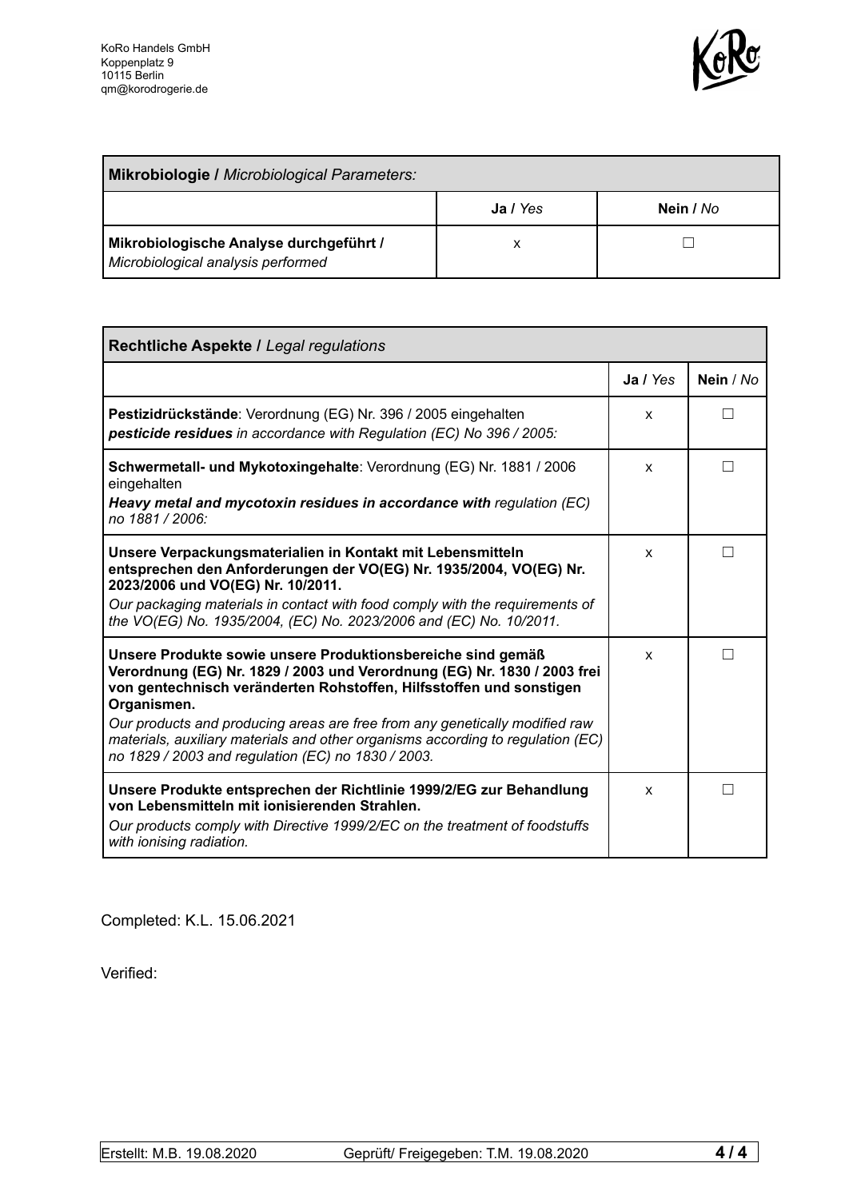KoRo Handels GmbH
Koppenplatz 9
10115 Berlin
qm@korodrogerie.de

| **Mikrobiologie /** *Microbiological Parameters:* | | |
|---|---|---|
| | **Ja /** *Yes* | **Nein /** *No* |
| **Mikrobiologische Analyse durchgeführt /** *Microbiological analysis performed* | x | ☐ |

| **Rechtliche Aspekte /** *Legal regulations* | | |
|---|---|---|
| | **Ja /** *Yes* | **Nein** / *No* |
| **Pestizidrückstände**: Verordnung (EG) Nr. 396 / 2005 eingehalten *pesticide residues in accordance with Regulation (EC) No 396 / 2005:* | x | ☐ |
| **Schwermetall- und Mykotoxingehalte**: Verordnung (EG) Nr. 1881 / 2006 eingehalten ***Heavy metal and mycotoxin residues in accordance with** regulation (EC) no 1881 / 2006:* | x | ☐ |
| **Unsere Verpackungsmaterialien in Kontakt mit Lebensmitteln entsprechen den Anforderungen der VO(EG) Nr. 1935/2004, VO(EG) Nr. 2023/2006 und VO(EG) Nr. 10/2011.** *Our packaging materials in contact with food comply with the requirements of the VO(EG) No. 1935/2004, (EC) No. 2023/2006 and (EC) No. 10/2011.* | x | ☐ |
| **Unsere Produkte sowie unsere Produktionsbereiche sind gemäß Verordnung (EG) Nr. 1829 / 2003 und Verordnung (EG) Nr. 1830 / 2003 frei von gentechnisch veränderten Rohstoffen, Hilfsstoffen und sonstigen Organismen.** *Our products and producing areas are free from any genetically modified raw materials, auxiliary materials and other organisms according to regulation (EC) no 1829 / 2003 and regulation (EC) no 1830 / 2003.* | x | ☐ |
| **Unsere Produkte entsprechen der Richtlinie 1999/2/EG zur Behandlung von Lebensmitteln mit ionisierenden Strahlen.** *Our products comply with Directive 1999/2/EC on the treatment of foodstuffs with ionising radiation.* | x | ☐ |

Completed: K.L. 15.06.2021

Verified:

Erstellt: M.B. 19.08.2020 Geprüft/ Freigegeben: T.M. 19.08.2020